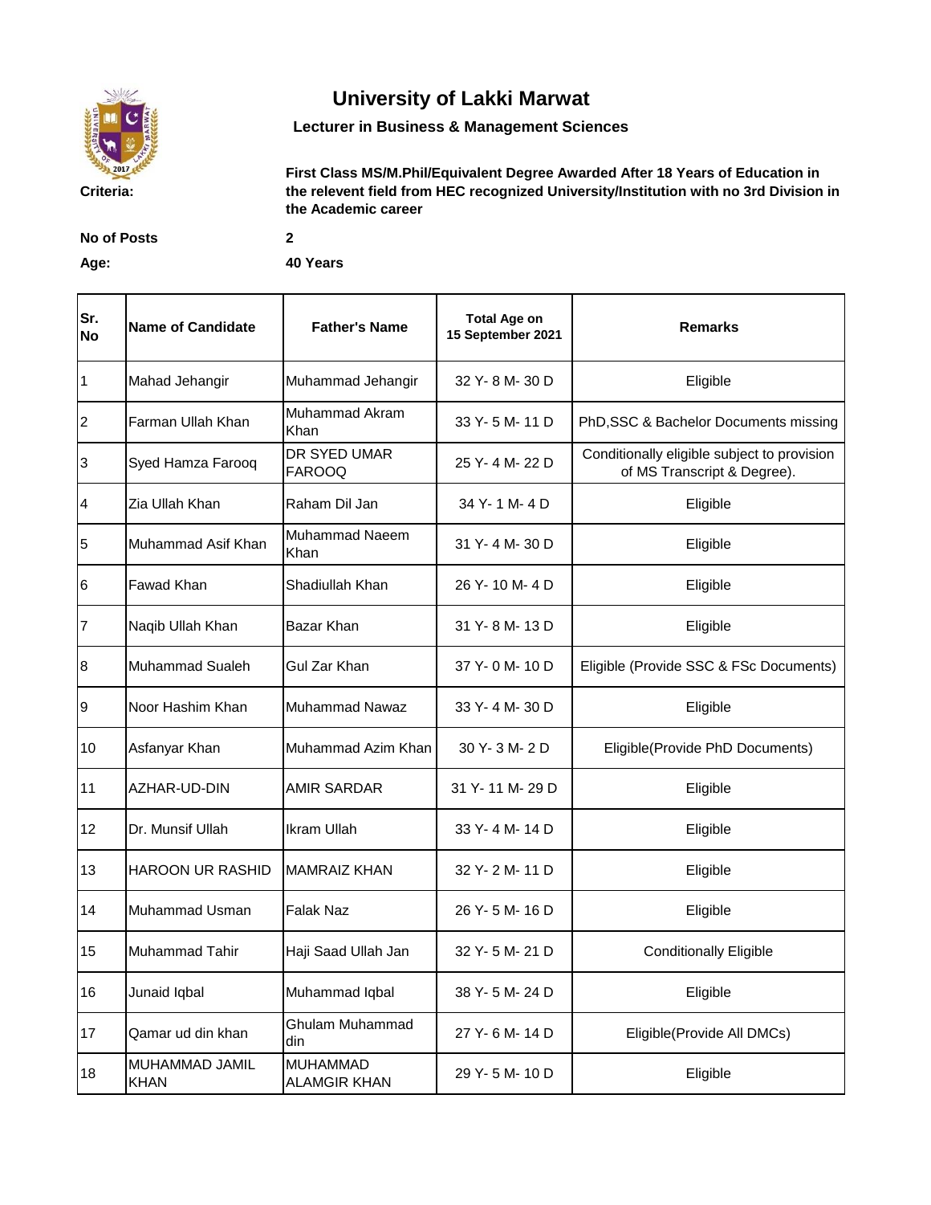# University of Lakki Marwat

## Lecturer in Business & Management Sciences

**Criteria:** **First Class MS/M.Phil/Equivalent Degree Awarded After 18 Years of Education in the relevent field from HEC recognized University/Institution with no 3rd Division in the Academic career**

**No of Posts** **2**

**Age:** **40 Years**

| Sr. No | Name of Candidate | Father's Name | Total Age on 15 September 2021 | Remarks |
|---|---|---|---|---|
| 1 | Mahad Jehangir | Muhammad Jehangir | 32 Y- 8 M- 30 D | Eligible |
| 2 | Farman Ullah Khan | Muhammad Akram Khan | 33 Y- 5 M- 11 D | PhD,SSC & Bachelor Documents missing |
| 3 | Syed Hamza Farooq | DR SYED UMAR FAROOQ | 25 Y- 4 M- 22 D | Conditionally eligible subject to provision of MS Transcript & Degree). |
| 4 | Zia Ullah Khan | Raham Dil Jan | 34 Y- 1 M- 4 D | Eligible |
| 5 | Muhammad Asif Khan | Muhammad Naeem Khan | 31 Y- 4 M- 30 D | Eligible |
| 6 | Fawad Khan | Shadiullah Khan | 26 Y- 10 M- 4 D | Eligible |
| 7 | Naqib Ullah Khan | Bazar Khan | 31 Y- 8 M- 13 D | Eligible |
| 8 | Muhammad Sualeh | Gul Zar Khan | 37 Y- 0 M- 10 D | Eligible (Provide SSC & FSc Documents) |
| 9 | Noor Hashim Khan | Muhammad Nawaz | 33 Y- 4 M- 30 D | Eligible |
| 10 | Asfanyar Khan | Muhammad Azim Khan | 30 Y- 3 M- 2 D | Eligible(Provide PhD Documents) |
| 11 | AZHAR-UD-DIN | AMIR SARDAR | 31 Y- 11 M- 29 D | Eligible |
| 12 | Dr. Munsif Ullah | Ikram Ullah | 33 Y- 4 M- 14 D | Eligible |
| 13 | HAROON UR RASHID | MAMRAIZ KHAN | 32 Y- 2 M- 11 D | Eligible |
| 14 | Muhammad Usman | Falak Naz | 26 Y- 5 M- 16 D | Eligible |
| 15 | Muhammad Tahir | Haji Saad Ullah Jan | 32 Y- 5 M- 21 D | Conditionally Eligible |
| 16 | Junaid Iqbal | Muhammad Iqbal | 38 Y- 5 M- 24 D | Eligible |
| 17 | Qamar ud din khan | Ghulam Muhammad din | 27 Y- 6 M- 14 D | Eligible(Provide All DMCs) |
| 18 | MUHAMMAD JAMIL KHAN | MUHAMMAD ALAMGIR KHAN | 29 Y- 5 M- 10 D | Eligible |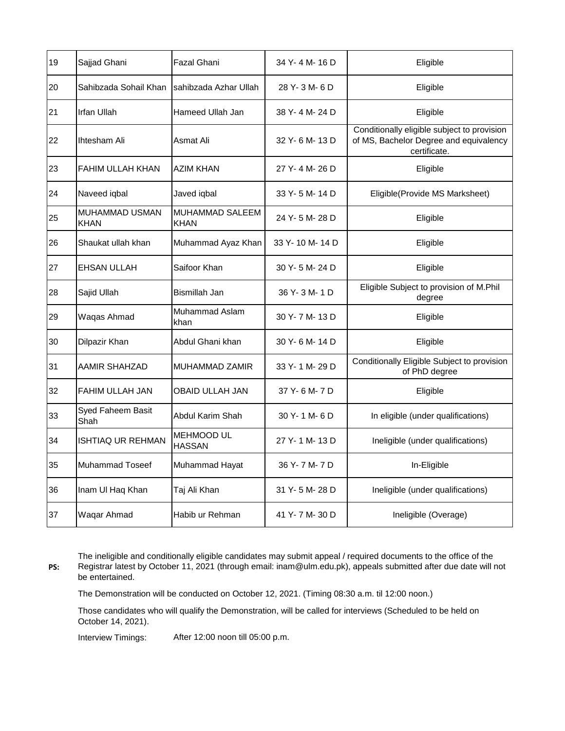| | | | | |
|---|---|---|---|---|
| 19 | Sajjad Ghani | Fazal Ghani | 34 Y- 4 M- 16 D | Eligible |
| 20 | Sahibzada Sohail Khan | sahibzada Azhar Ullah | 28 Y- 3 M- 6 D | Eligible |
| 21 | Irfan Ullah | Hameed Ullah Jan | 38 Y- 4 M- 24 D | Eligible |
| 22 | Ihtesham Ali | Asmat Ali | 32 Y- 6 M- 13 D | Conditionally eligible subject to provision of MS, Bachelor Degree and equivalency certificate. |
| 23 | FAHIM ULLAH KHAN | AZIM KHAN | 27 Y- 4 M- 26 D | Eligible |
| 24 | Naveed iqbal | Javed iqbal | 33 Y- 5 M- 14 D | Eligible(Provide MS Marksheet) |
| 25 | MUHAMMAD USMAN KHAN | MUHAMMAD SALEEM KHAN | 24 Y- 5 M- 28 D | Eligible |
| 26 | Shaukat ullah khan | Muhammad Ayaz Khan | 33 Y- 10 M- 14 D | Eligible |
| 27 | EHSAN ULLAH | Saifoor Khan | 30 Y- 5 M- 24 D | Eligible |
| 28 | Sajid Ullah | Bismillah Jan | 36 Y- 3 M- 1 D | Eligible Subject to provision of M.Phil degree |
| 29 | Waqas Ahmad | Muhammad Aslam khan | 30 Y- 7 M- 13 D | Eligible |
| 30 | Dilpazir Khan | Abdul Ghani khan | 30 Y- 6 M- 14 D | Eligible |
| 31 | AAMIR SHAHZAD | MUHAMMAD ZAMIR | 33 Y- 1 M- 29 D | Conditionally Eligible Subject to provision of PhD degree |
| 32 | FAHIM ULLAH JAN | OBAID ULLAH JAN | 37 Y- 6 M- 7 D | Eligible |
| 33 | Syed Faheem Basit Shah | Abdul Karim Shah | 30 Y- 1 M- 6 D | In eligible (under qualifications) |
| 34 | ISHTIAQ UR REHMAN | MEHMOOD UL HASSAN | 27 Y- 1 M- 13 D | Ineligible (under qualifications) |
| 35 | Muhammad Toseef | Muhammad Hayat | 36 Y- 7 M- 7 D | In-Eligible |
| 36 | Inam Ul Haq Khan | Taj Ali Khan | 31 Y- 5 M- 28 D | Ineligible (under qualifications) |
| 37 | Waqar Ahmad | Habib ur Rehman | 41 Y- 7 M- 30 D | Ineligible (Overage) |

**PS:** The ineligible and conditionally eligible candidates may submit appeal / required documents to the office of the Registrar latest by October 11, 2021 (through email: inam@ulm.edu.pk), appeals submitted after due date will not be entertained.

The Demonstration will be conducted on October 12, 2021. (Timing 08:30 a.m. til 12:00 noon.)

Those candidates who will qualify the Demonstration, will be called for interviews (Scheduled to be held on October 14, 2021).

Interview Timings: After 12:00 noon till 05:00 p.m.